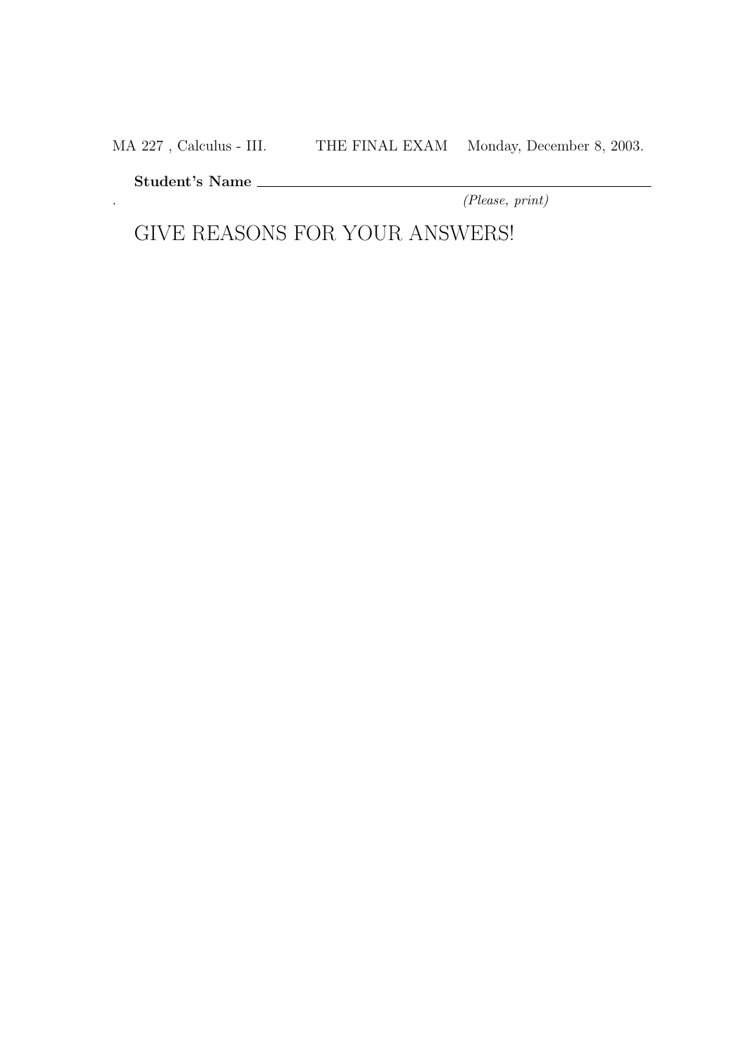MA 227 , Calculus - III. THE FINAL EXAM Monday, December 8, 2003.

**Student's Name** \_\_\_\_\_\_\_\_\_\_\_\_\_\_\_\_\_\_\_\_\_\_\_\_\_\_\_\_\_\_\_\_\_\_\_\_\_\_\_\_

*(Please, print)*

## GIVE REASONS FOR YOUR ANSWERS!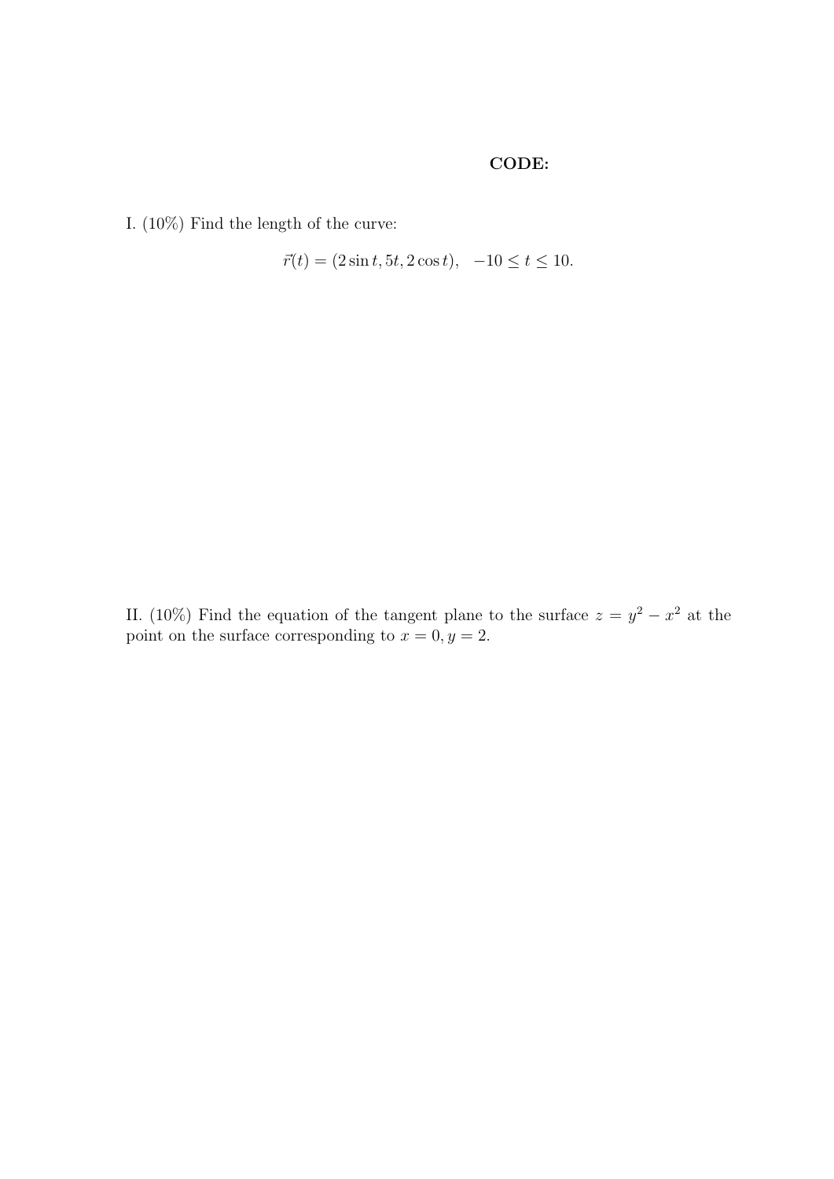**CODE:**

I. (10%) Find the length of the curve:

$$\vec{r}(t) = (2\sin t, 5t, 2\cos t), \quad -10 \leq t \leq 10.$$

II. (10%) Find the equation of the tangent plane to the surface $z = y^2 - x^2$ at the point on the surface corresponding to $x = 0, y = 2$.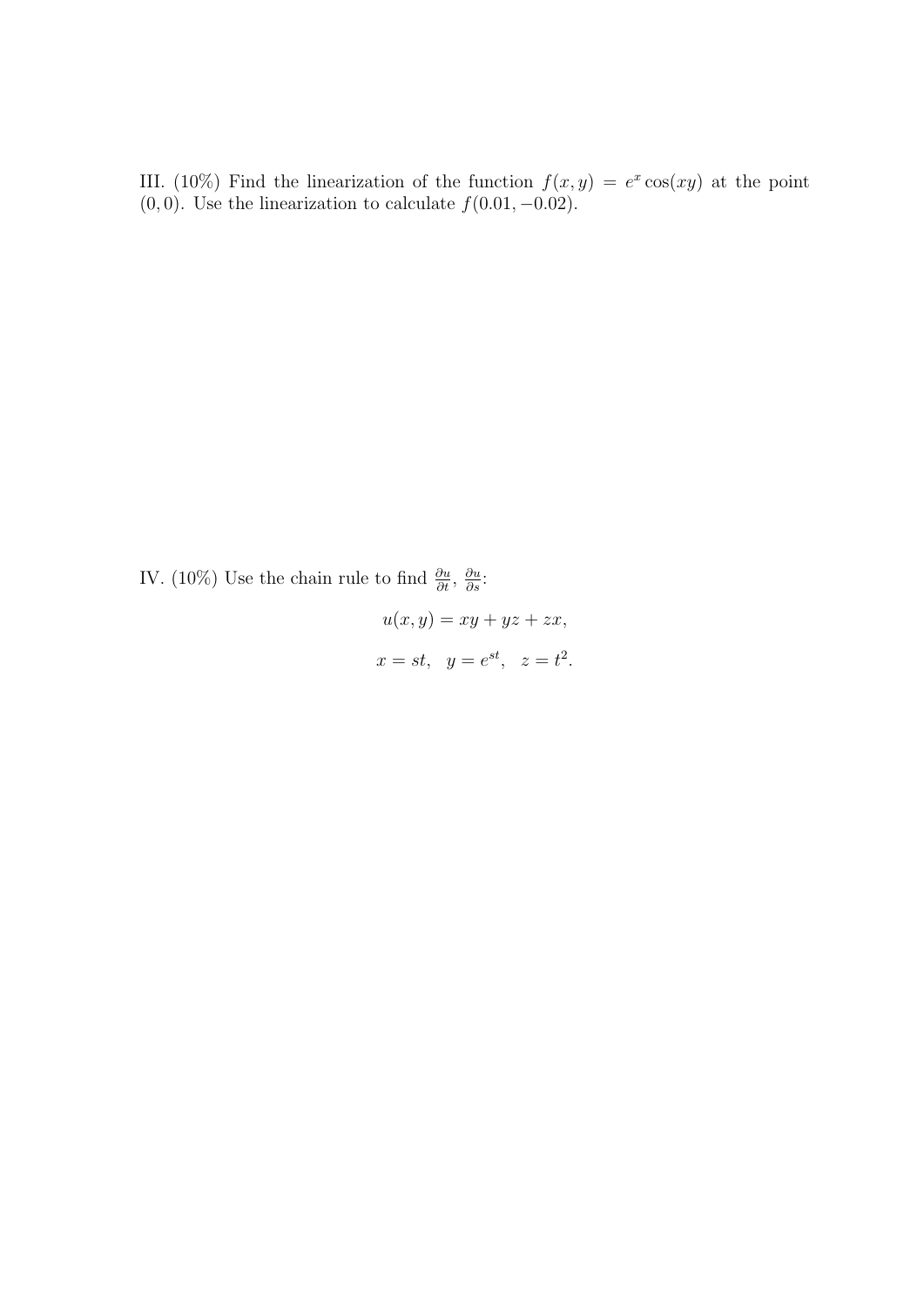III. (10%) Find the linearization of the function $f(x, y) = e^x \cos(xy)$ at the point $(0, 0)$. Use the linearization to calculate $f(0.01, -0.02)$.

IV. (10%) Use the chain rule to find $\frac{\partial u}{\partial t}$, $\frac{\partial u}{\partial s}$:

$$u(x, y) = xy + yz + zx,$$

$$x = st, \quad y = e^{st}, \quad z = t^2.$$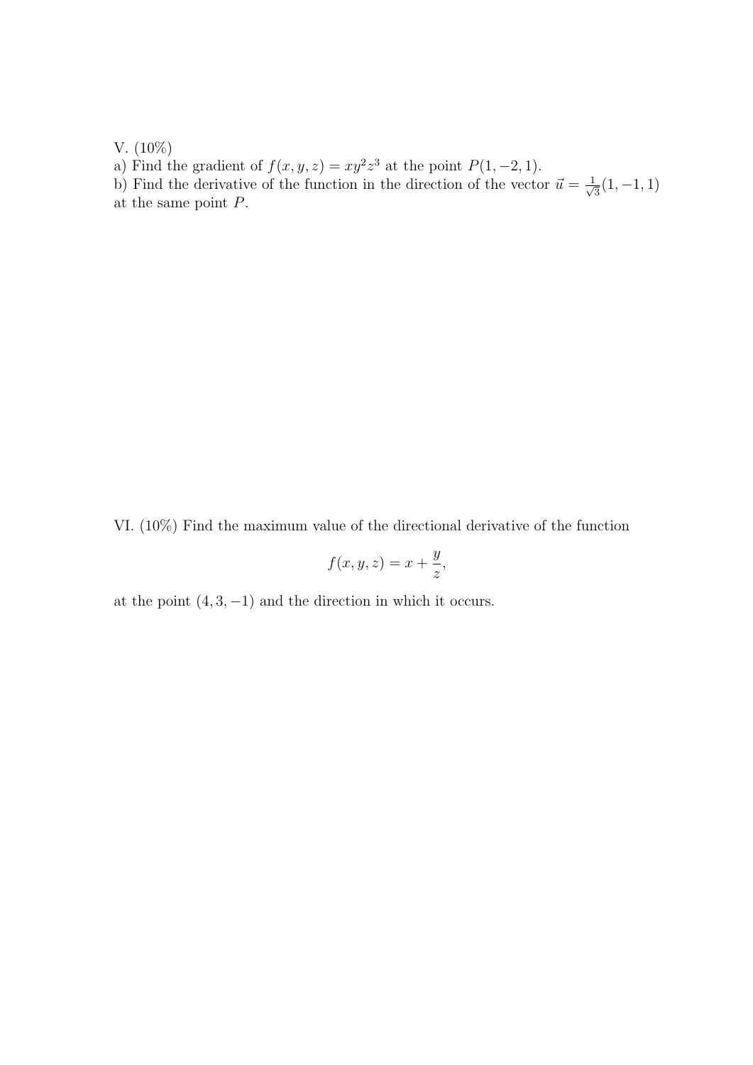V. (10%)

a) Find the gradient of $f(x, y, z) = xy^2z^3$ at the point $P(1, -2, 1)$.

b) Find the derivative of the function in the direction of the vector $\vec{u} = \frac{1}{\sqrt{3}}(1, -1, 1)$ at the same point $P$.

VI. (10%) Find the maximum value of the directional derivative of the function

$$f(x, y, z) = x + \frac{y}{z},$$

at the point $(4, 3, -1)$ and the direction in which it occurs.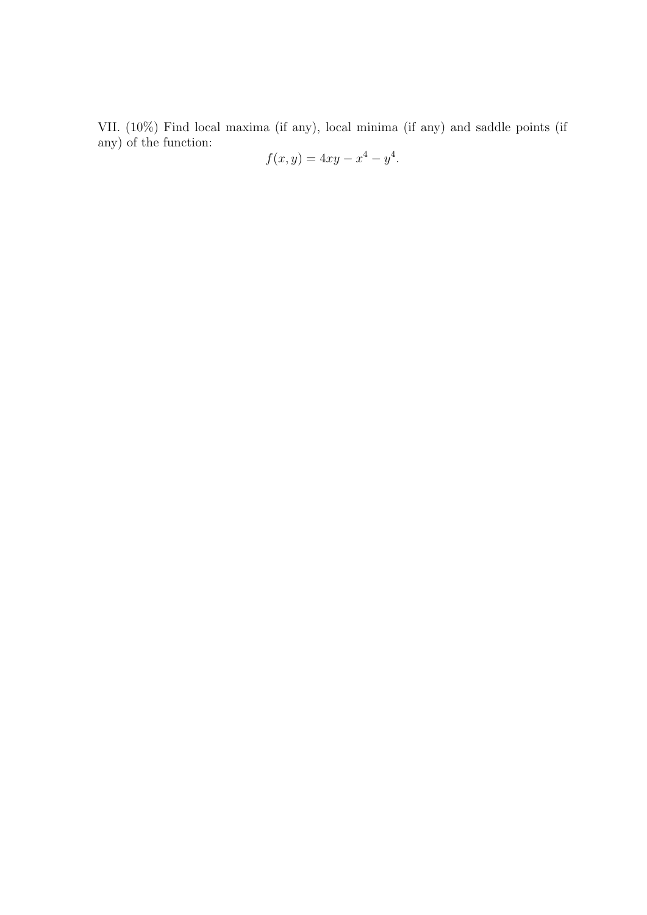VII. (10%) Find local maxima (if any), local minima (if any) and saddle points (if any) of the function:

$$f(x, y) = 4xy - x^4 - y^4.$$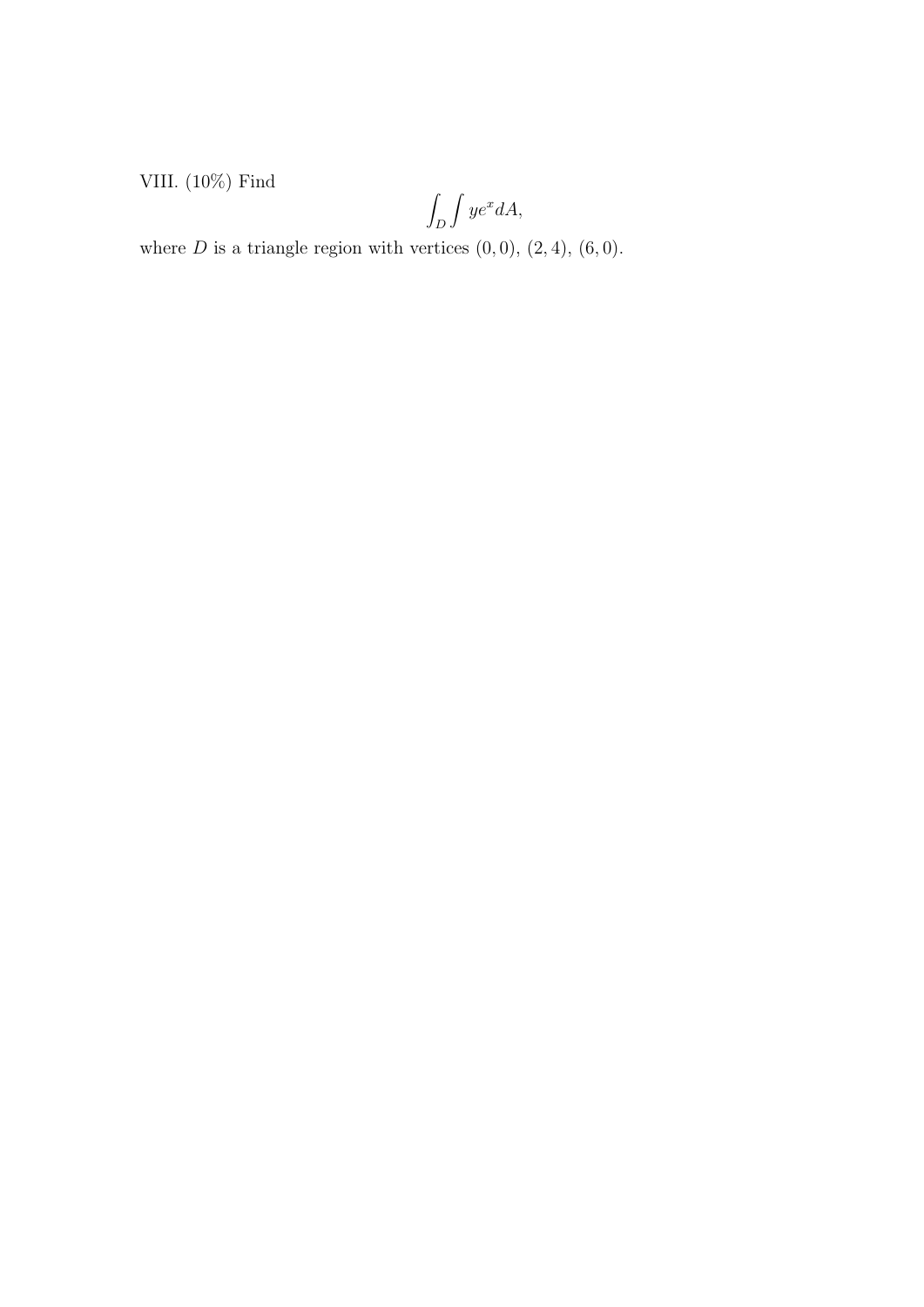VIII. (10%) Find

$$\int_D \int ye^x dA,$$

where $D$ is a triangle region with vertices $(0, 0)$, $(2, 4)$, $(6, 0)$.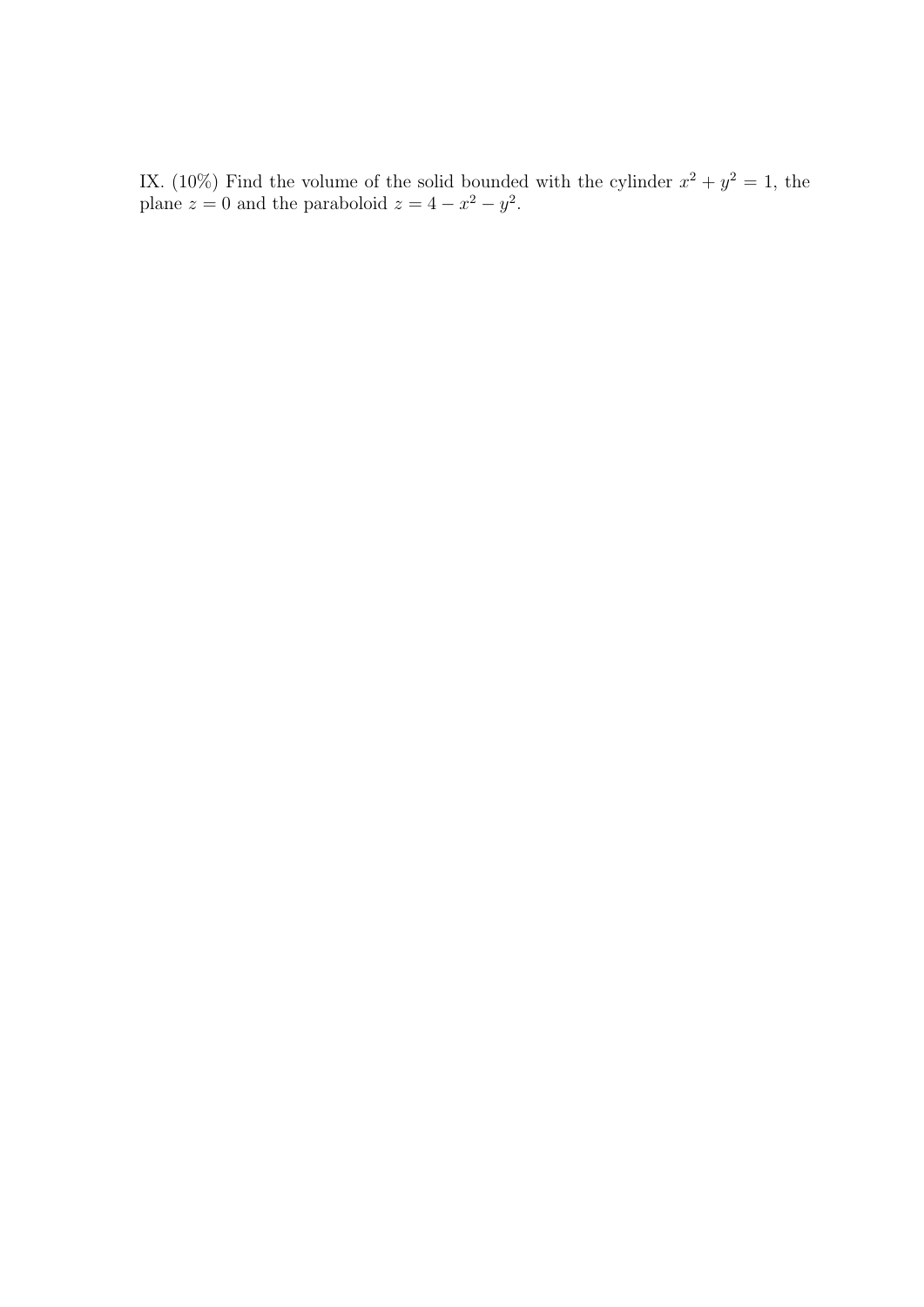IX. (10%) Find the volume of the solid bounded with the cylinder $x^2 + y^2 = 1$, the plane $z = 0$ and the paraboloid $z = 4 - x^2 - y^2$.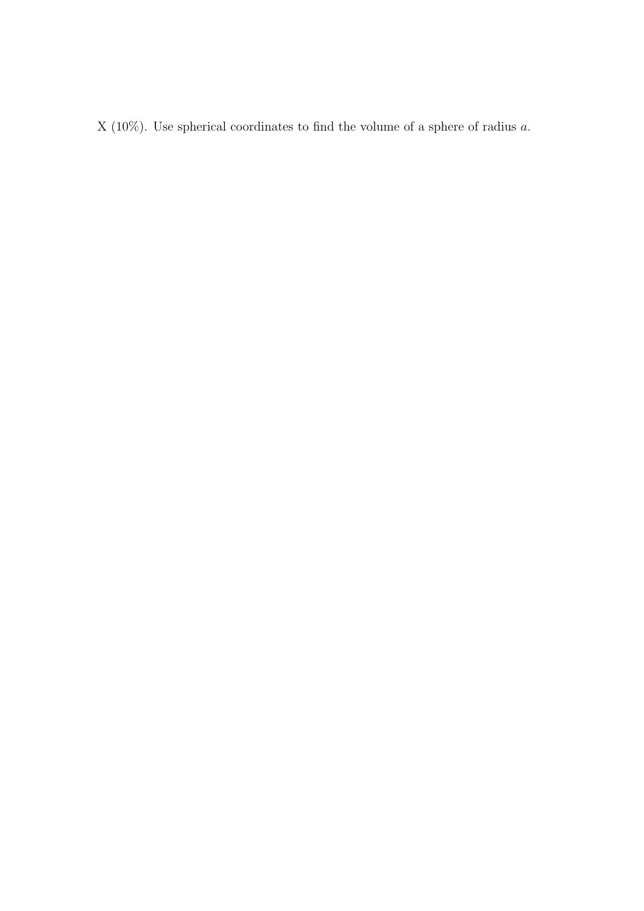X (10%). Use spherical coordinates to find the volume of a sphere of radius $a$.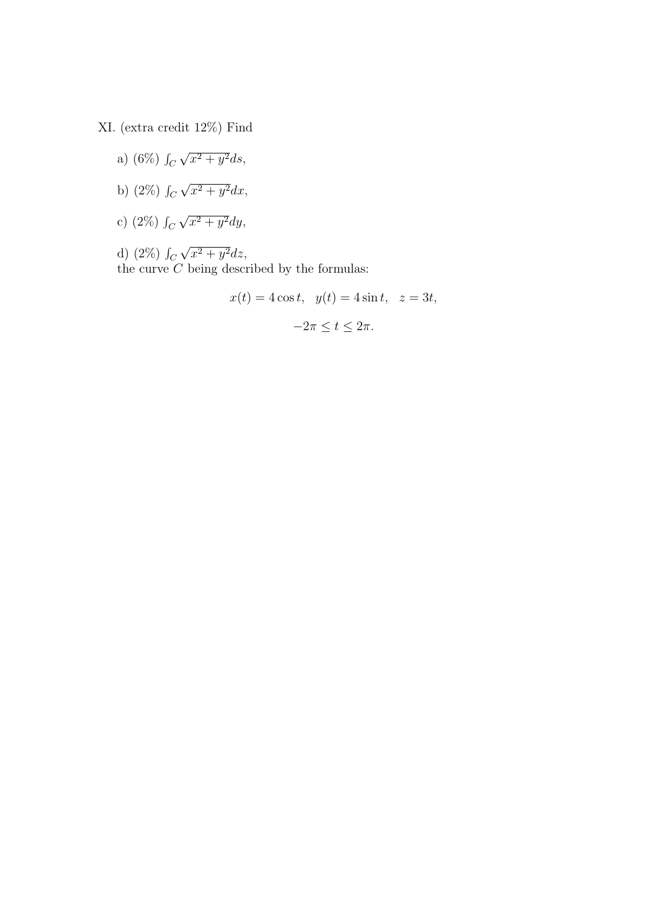XI. (extra credit 12%) Find

a) (6%) $\int_C \sqrt{x^2 + y^2} ds$,

b) (2%) $\int_C \sqrt{x^2 + y^2} dx$,

c) (2%) $\int_C \sqrt{x^2 + y^2} dy$,

d) (2%) $\int_C \sqrt{x^2 + y^2} dz$,
the curve $C$ being described by the formulas:

$$x(t) = 4\cos t, \quad y(t) = 4\sin t, \quad z = 3t,$$

$$-2\pi \leq t \leq 2\pi.$$